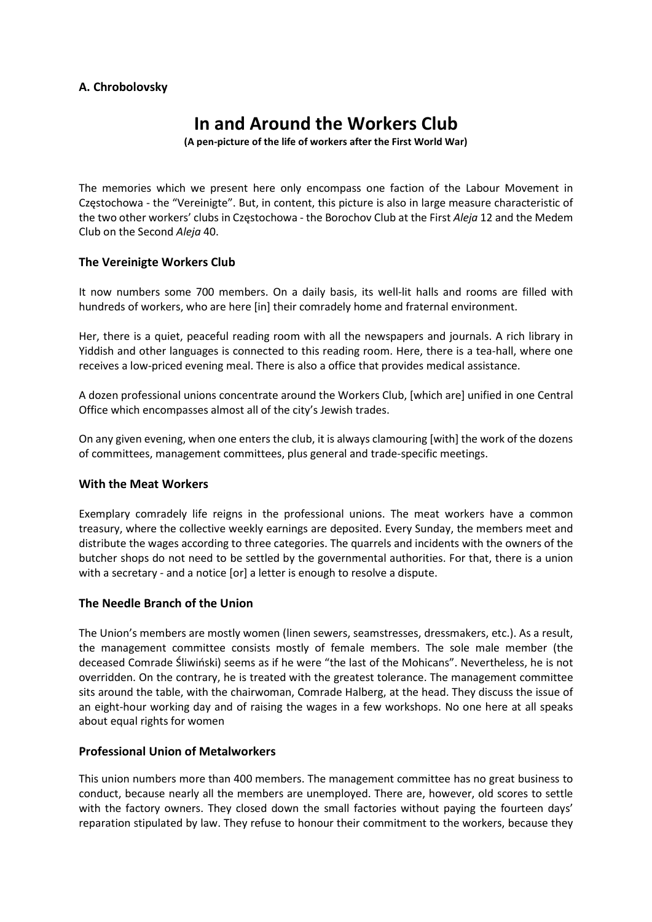**A. Chrobolovsky**

# In and Around the Workers Club

**(A pen-picture of the life of workers after the First World War)**

The memories which we present here only encompass one faction of the Labour Movement in Częstochowa - the "Vereinigte". But, in content, this picture is also in large measure characteristic of the two other workers' clubs in Częstochowa - the Borochov Club at the First *Aleja* 12 and the Medem Club on the Second *Aleja* 40.

### The Vereinigte Workers Club

It now numbers some 700 members. On a daily basis, its well-lit halls and rooms are filled with hundreds of workers, who are here [in] their comradely home and fraternal environment.

Her, there is a quiet, peaceful reading room with all the newspapers and journals. A rich library in Yiddish and other languages is connected to this reading room. Here, there is a tea-hall, where one receives a low-priced evening meal. There is also a office that provides medical assistance.

A dozen professional unions concentrate around the Workers Club, [which are] unified in one Central Office which encompasses almost all of the city's Jewish trades.

On any given evening, when one enters the club, it is always clamouring [with] the work of the dozens of committees, management committees, plus general and trade-specific meetings.

### With the Meat Workers

Exemplary comradely life reigns in the professional unions. The meat workers have a common treasury, where the collective weekly earnings are deposited. Every Sunday, the members meet and distribute the wages according to three categories. The quarrels and incidents with the owners of the butcher shops do not need to be settled by the governmental authorities. For that, there is a union with a secretary - and a notice [or] a letter is enough to resolve a dispute.

### The Needle Branch of the Union

The Union's members are mostly women (linen sewers, seamstresses, dressmakers, etc.). As a result, the management committee consists mostly of female members. The sole male member (the deceased Comrade Śliwiński) seems as if he were "the last of the Mohicans". Nevertheless, he is not overridden. On the contrary, he is treated with the greatest tolerance. The management committee sits around the table, with the chairwoman, Comrade Halberg, at the head. They discuss the issue of an eight-hour working day and of raising the wages in a few workshops. No one here at all speaks about equal rights for women

### Professional Union of Metalworkers

This union numbers more than 400 members. The management committee has no great business to conduct, because nearly all the members are unemployed. There are, however, old scores to settle with the factory owners. They closed down the small factories without paying the fourteen days' reparation stipulated by law. They refuse to honour their commitment to the workers, because they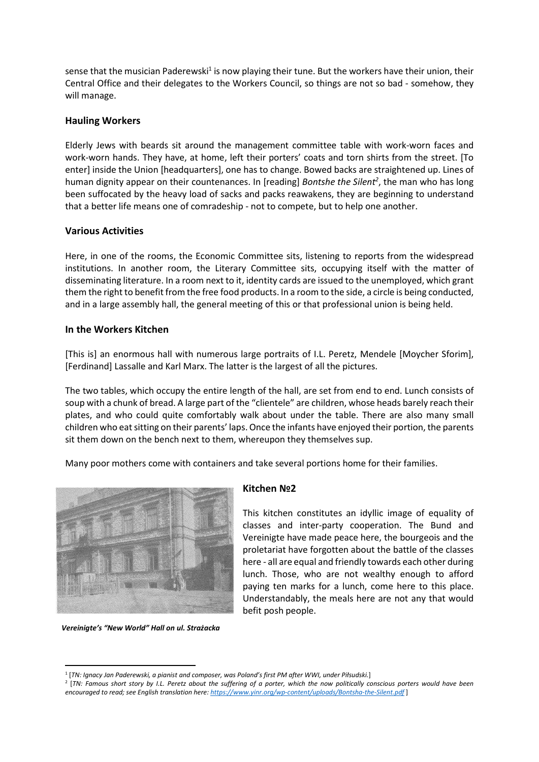sense that the musician Paderewski[1] is now playing their tune. But the workers have their union, their Central Office and their delegates to the Workers Council, so things are not so bad - somehow, they will manage.

### Hauling Workers

Elderly Jews with beards sit around the management committee table with work-worn faces and work-worn hands. They have, at home, left their porters' coats and torn shirts from the street. [To enter] inside the Union [headquarters], one has to change. Bowed backs are straightened up. Lines of human dignity appear on their countenances. In [reading] *Bontshe the Silent*[2], the man who has long been suffocated by the heavy load of sacks and packs reawakens, they are beginning to understand that a better life means one of comradeship - not to compete, but to help one another.

### Various Activities

Here, in one of the rooms, the Economic Committee sits, listening to reports from the widespread institutions. In another room, the Literary Committee sits, occupying itself with the matter of disseminating literature. In a room next to it, identity cards are issued to the unemployed, which grant them the right to benefit from the free food products. In a room to the side, a circle is being conducted, and in a large assembly hall, the general meeting of this or that professional union is being held.

### In the Workers Kitchen

[This is] an enormous hall with numerous large portraits of I.L. Peretz, Mendele [Moycher Sforim], [Ferdinand] Lassalle and Karl Marx. The latter is the largest of all the pictures.

The two tables, which occupy the entire length of the hall, are set from end to end. Lunch consists of soup with a chunk of bread. A large part of the "clientele" are children, whose heads barely reach their plates, and who could quite comfortably walk about under the table. There are also many small children who eat sitting on their parents' laps. Once the infants have enjoyed their portion, the parents sit them down on the bench next to them, whereupon they themselves sup.

Many poor mothers come with containers and take several portions home for their families.

### Kitchen №2

This kitchen constitutes an idyllic image of equality of classes and inter-party cooperation. The Bund and Vereinigte have made peace here, the bourgeois and the proletariat have forgotten about the battle of the classes here - all are equal and friendly towards each other during lunch. Those, who are not wealthy enough to afford paying ten marks for a lunch, come here to this place. Understandably, the meals here are not any that would befit posh people.

*Vereinigte's "New World" Hall on ul. Strażacka*

---

[1] [*TN: Ignacy Jan Paderewski, a pianist and composer, was Poland's first PM after WWI, under Piłsudski.*]

[2] [*TN: Famous short story by I.L. Peretz about the suffering of a porter, which the now politically conscious porters would have been encouraged to read; see English translation here: https://www.yinr.org/wp-content/uploads/Bontsha-the-Silent.pdf* ]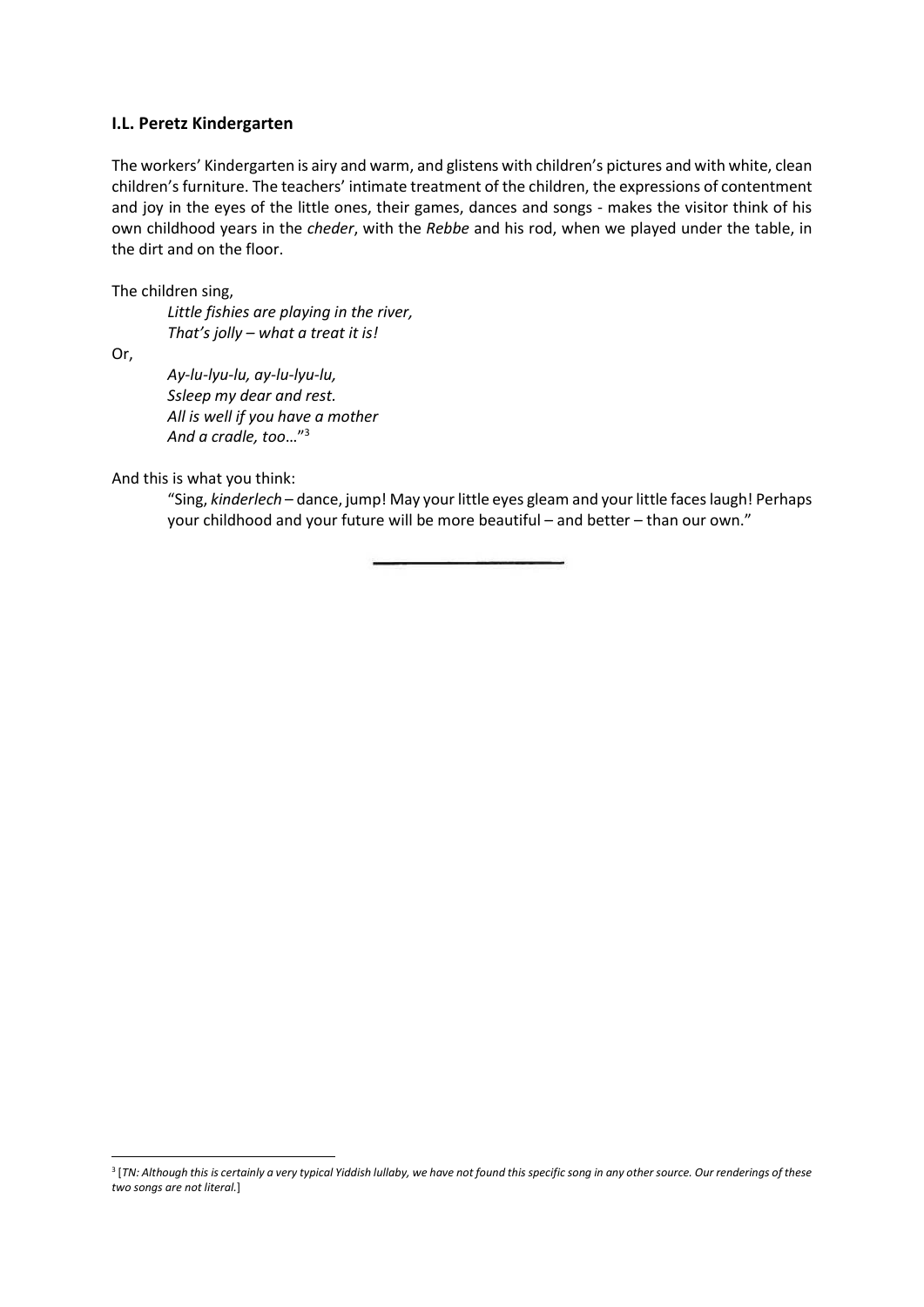**I.L. Peretz Kindergarten**

The workers' Kindergarten is airy and warm, and glistens with children's pictures and with white, clean children's furniture. The teachers' intimate treatment of the children, the expressions of contentment and joy in the eyes of the little ones, their games, dances and songs - makes the visitor think of his own childhood years in the *cheder*, with the *Rebbe* and his rod, when we played under the table, in the dirt and on the floor.

The children sing,

> *Little fishies are playing in the river,*
> *That's jolly – what a treat it is!*

Or,

> *Ay-lu-lyu-lu, ay-lu-lyu-lu,*
> *Ssleep my dear and rest.*
> *All is well if you have a mother*
> *And a cradle, too*…"[3]

And this is what you think:

> "Sing, *kinderlech* – dance, jump! May your little eyes gleam and your little faces laugh! Perhaps your childhood and your future will be more beautiful – and better – than our own."

---

[3] [*TN: Although this is certainly a very typical Yiddish lullaby, we have not found this specific song in any other source. Our renderings of these two songs are not literal.*]